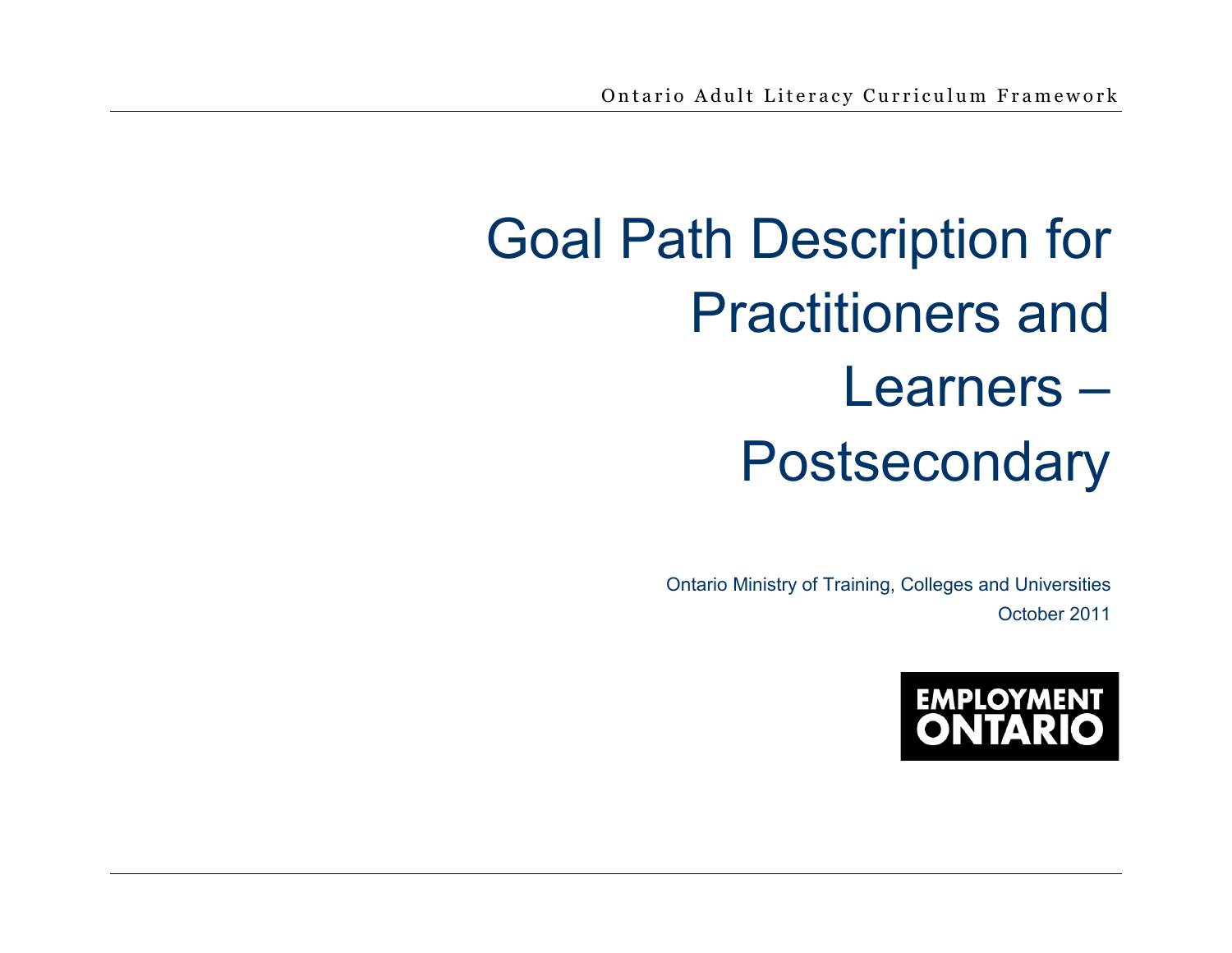# Goal Path Description for Practitioners and Learners – Postsecondary

Ontario Ministry of Training, Colleges and Universities

October 2011

EMPLOYMENT ONTARIO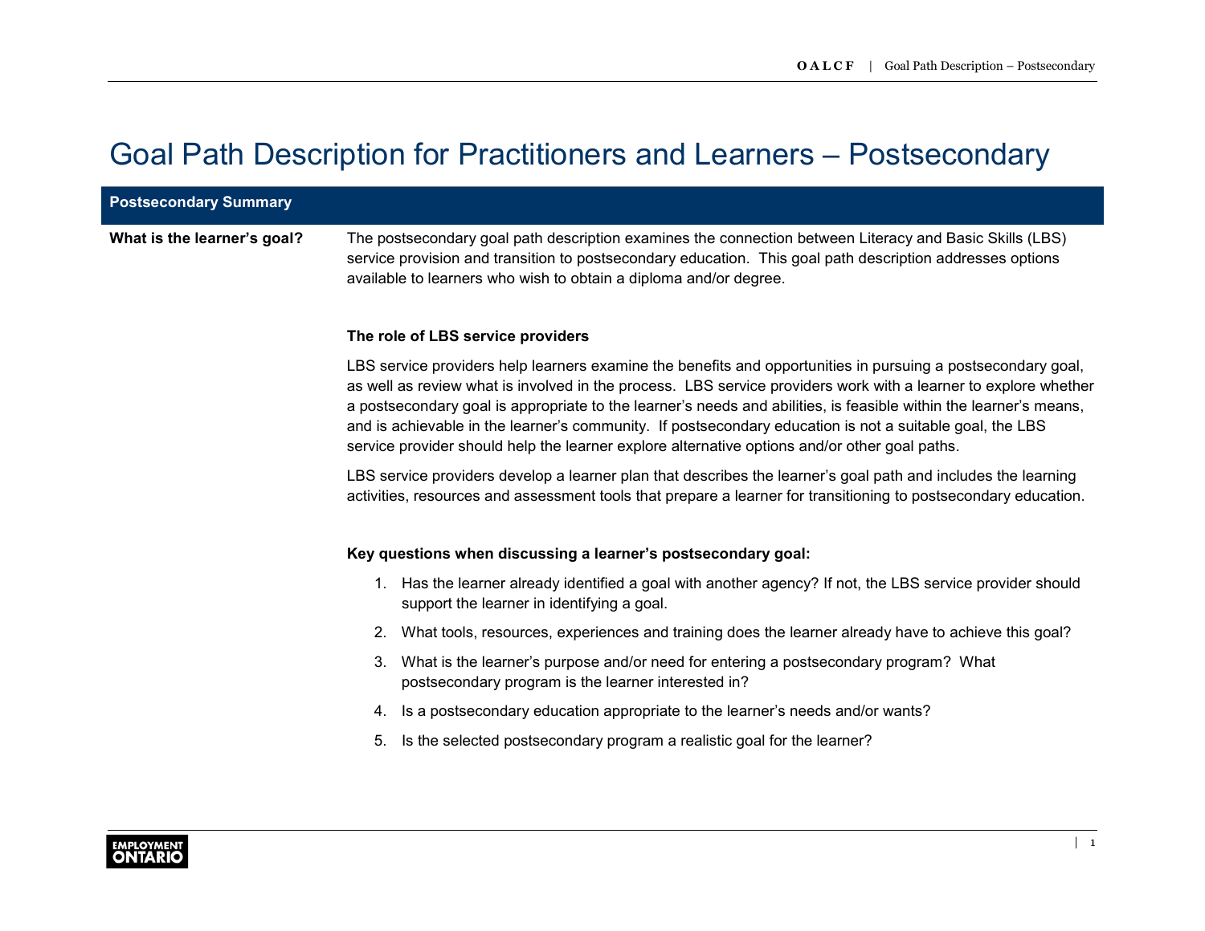# Goal Path Description for Practitioners and Learners – Postsecondary

## Postsecondary Summary

**What is the learner's goal?**

The postsecondary goal path description examines the connection between Literacy and Basic Skills (LBS) service provision and transition to postsecondary education. This goal path description addresses options available to learners who wish to obtain a diploma and/or degree.

**The role of LBS service providers**

LBS service providers help learners examine the benefits and opportunities in pursuing a postsecondary goal, as well as review what is involved in the process. LBS service providers work with a learner to explore whether a postsecondary goal is appropriate to the learner's needs and abilities, is feasible within the learner's means, and is achievable in the learner's community. If postsecondary education is not a suitable goal, the LBS service provider should help the learner explore alternative options and/or other goal paths.

LBS service providers develop a learner plan that describes the learner's goal path and includes the learning activities, resources and assessment tools that prepare a learner for transitioning to postsecondary education.

**Key questions when discussing a learner's postsecondary goal:**

1. Has the learner already identified a goal with another agency? If not, the LBS service provider should support the learner in identifying a goal.
2. What tools, resources, experiences and training does the learner already have to achieve this goal?
3. What is the learner's purpose and/or need for entering a postsecondary program? What postsecondary program is the learner interested in?
4. Is a postsecondary education appropriate to the learner's needs and/or wants?
5. Is the selected postsecondary program a realistic goal for the learner?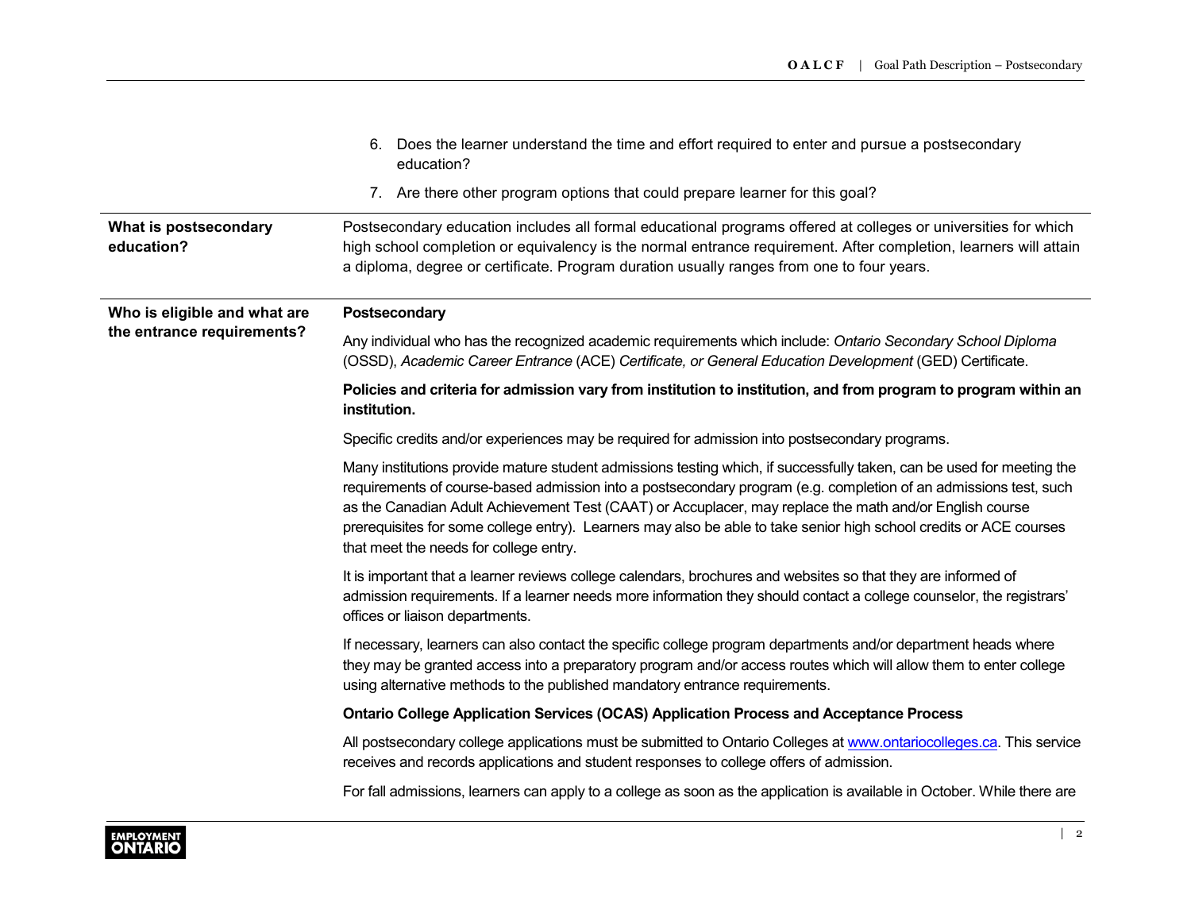6. Does the learner understand the time and effort required to enter and pursue a postsecondary education?
7. Are there other program options that could prepare learner for this goal?

| | |
|---|---|
| **What is postsecondary education?** | Postsecondary education includes all formal educational programs offered at colleges or universities for which high school completion or equivalency is the normal entrance requirement. After completion, learners will attain a diploma, degree or certificate. Program duration usually ranges from one to four years. |
| **Who is eligible and what are the entrance requirements?** | **Postsecondary**<br><br>Any individual who has the recognized academic requirements which include: *Ontario Secondary School Diploma* (OSSD), *Academic Career Entrance* (ACE) *Certificate, or General Education Development* (GED) Certificate.<br><br>**Policies and criteria for admission vary from institution to institution, and from program to program within an institution.**<br><br>Specific credits and/or experiences may be required for admission into postsecondary programs.<br><br>Many institutions provide mature student admissions testing which, if successfully taken, can be used for meeting the requirements of course-based admission into a postsecondary program (e.g. completion of an admissions test, such as the Canadian Adult Achievement Test (CAAT) or Accuplacer, may replace the math and/or English course prerequisites for some college entry). Learners may also be able to take senior high school credits or ACE courses that meet the needs for college entry.<br><br>It is important that a learner reviews college calendars, brochures and websites so that they are informed of admission requirements. If a learner needs more information they should contact a college counselor, the registrars' offices or liaison departments.<br><br>If necessary, learners can also contact the specific college program departments and/or department heads where they may be granted access into a preparatory program and/or access routes which will allow them to enter college using alternative methods to the published mandatory entrance requirements.<br><br>**Ontario College Application Services (OCAS) Application Process and Acceptance Process**<br><br>All postsecondary college applications must be submitted to Ontario Colleges at [www.ontariocolleges.ca](http://www.ontariocolleges.ca). This service receives and records applications and student responses to college offers of admission.<br><br>For fall admissions, learners can apply to a college as soon as the application is available in October. While there are |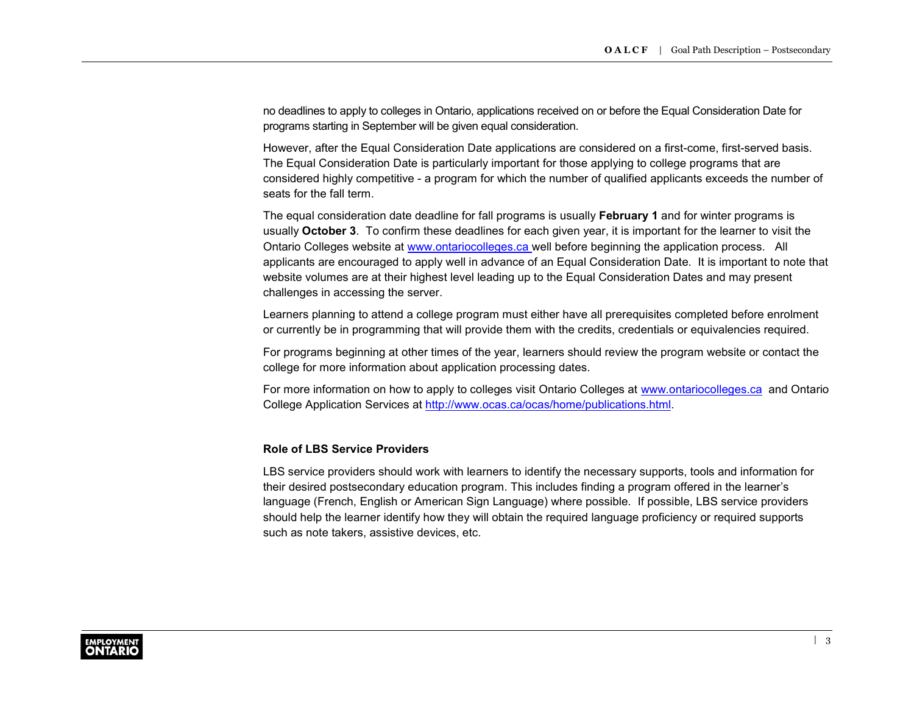no deadlines to apply to colleges in Ontario, applications received on or before the Equal Consideration Date for programs starting in September will be given equal consideration.

However, after the Equal Consideration Date applications are considered on a first-come, first-served basis. The Equal Consideration Date is particularly important for those applying to college programs that are considered highly competitive - a program for which the number of qualified applicants exceeds the number of seats for the fall term.

The equal consideration date deadline for fall programs is usually **February 1** and for winter programs is usually **October 3**. To confirm these deadlines for each given year, it is important for the learner to visit the Ontario Colleges website at [www.ontariocolleges.ca](http://www.ontariocolleges.ca) well before beginning the application process. All applicants are encouraged to apply well in advance of an Equal Consideration Date. It is important to note that website volumes are at their highest level leading up to the Equal Consideration Dates and may present challenges in accessing the server.

Learners planning to attend a college program must either have all prerequisites completed before enrolment or currently be in programming that will provide them with the credits, credentials or equivalencies required.

For programs beginning at other times of the year, learners should review the program website or contact the college for more information about application processing dates.

For more information on how to apply to colleges visit Ontario Colleges at [www.ontariocolleges.ca](http://www.ontariocolleges.ca) and Ontario College Application Services at [http://www.ocas.ca/ocas/home/publications.html](http://www.ocas.ca/ocas/home/publications.html).

### Role of LBS Service Providers

LBS service providers should work with learners to identify the necessary supports, tools and information for their desired postsecondary education program. This includes finding a program offered in the learner's language (French, English or American Sign Language) where possible. If possible, LBS service providers should help the learner identify how they will obtain the required language proficiency or required supports such as note takers, assistive devices, etc.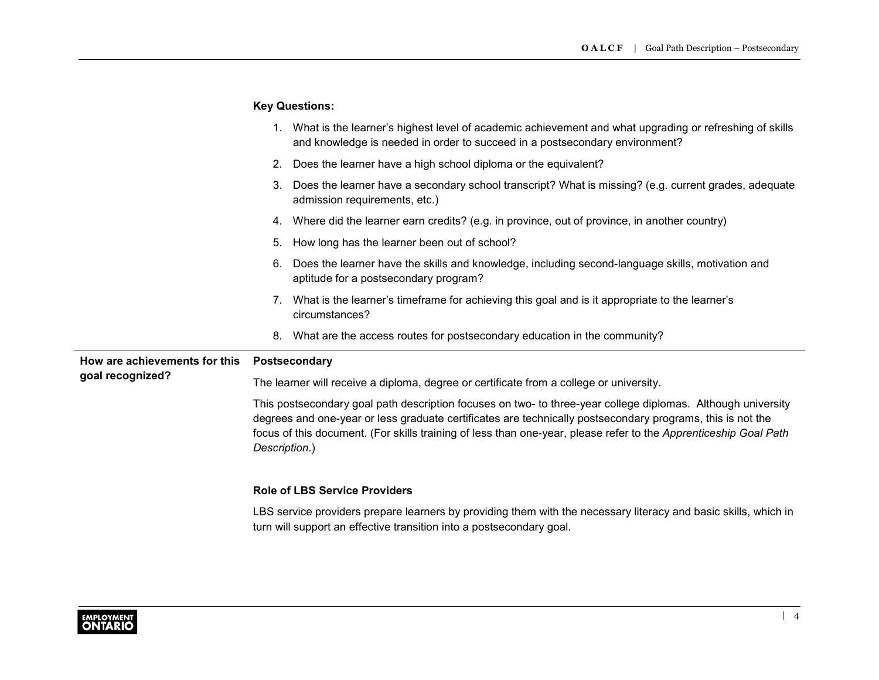**Key Questions:**

1. What is the learner's highest level of academic achievement and what upgrading or refreshing of skills and knowledge is needed in order to succeed in a postsecondary environment?
2. Does the learner have a high school diploma or the equivalent?
3. Does the learner have a secondary school transcript? What is missing? (e.g. current grades, adequate admission requirements, etc.)
4. Where did the learner earn credits? (e.g. in province, out of province, in another country)
5. How long has the learner been out of school?
6. Does the learner have the skills and knowledge, including second-language skills, motivation and aptitude for a postsecondary program?
7. What is the learner's timeframe for achieving this goal and is it appropriate to the learner's circumstances?
8. What are the access routes for postsecondary education in the community?

## How are achievements for this goal recognized?

**Postsecondary**

The learner will receive a diploma, degree or certificate from a college or university.

This postsecondary goal path description focuses on two- to three-year college diplomas. Although university degrees and one-year or less graduate certificates are technically postsecondary programs, this is not the focus of this document. (For skills training of less than one-year, please refer to the *Apprenticeship Goal Path Description*.)

**Role of LBS Service Providers**

LBS service providers prepare learners by providing them with the necessary literacy and basic skills, which in turn will support an effective transition into a postsecondary goal.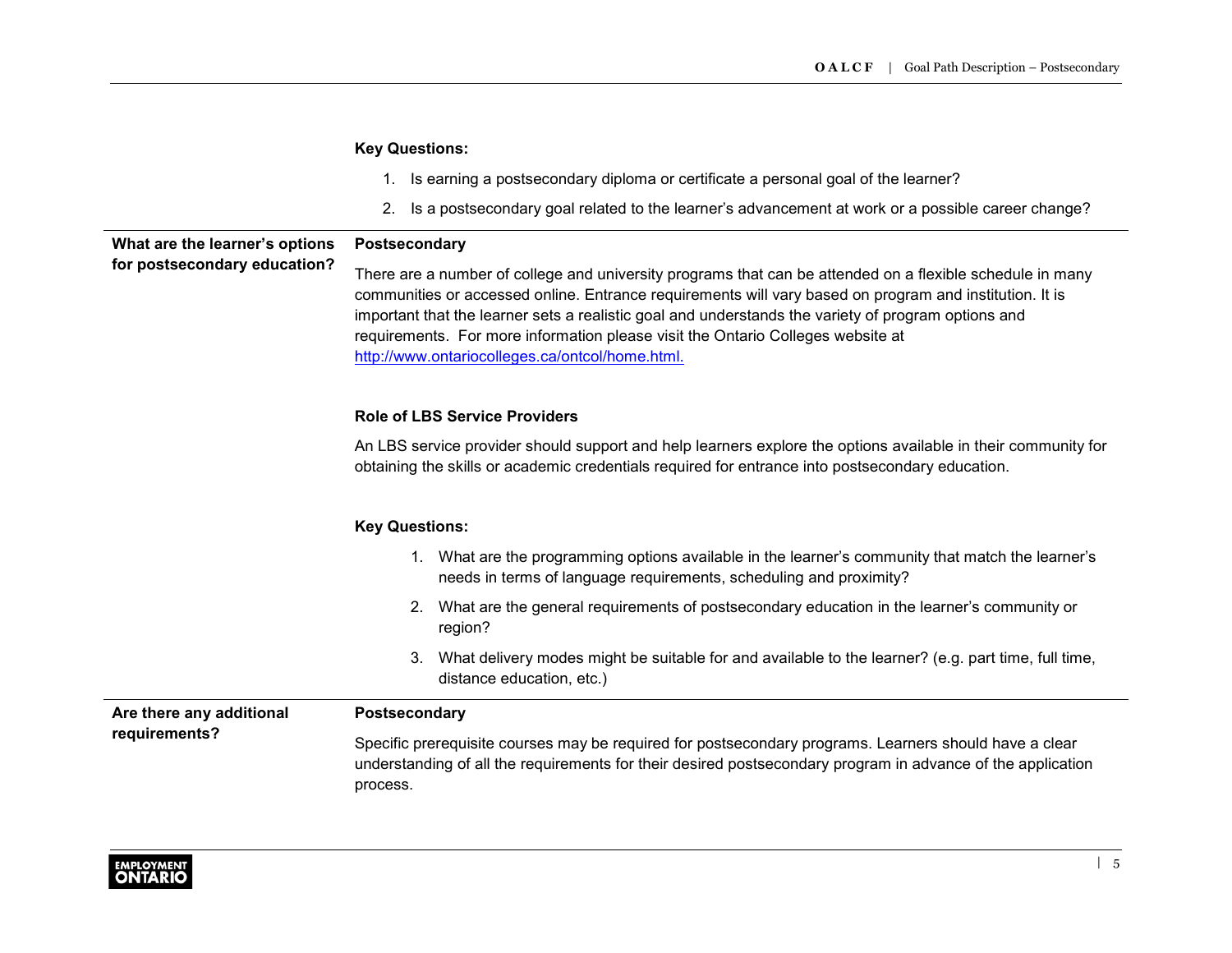**Key Questions:**

1. Is earning a postsecondary diploma or certificate a personal goal of the learner?
2. Is a postsecondary goal related to the learner's advancement at work or a possible career change?

| | |
|---|---|
| **What are the learner's options for postsecondary education?** | **Postsecondary**<br><br>There are a number of college and university programs that can be attended on a flexible schedule in many communities or accessed online. Entrance requirements will vary based on program and institution. It is important that the learner sets a realistic goal and understands the variety of program options and requirements. For more information please visit the Ontario Colleges website at [http://www.ontariocolleges.ca/ontcol/home.html.](http://www.ontariocolleges.ca/ontcol/home.html)<br><br>**Role of LBS Service Providers**<br><br>An LBS service provider should support and help learners explore the options available in their community for obtaining the skills or academic credentials required for entrance into postsecondary education.<br><br>**Key Questions:**<br><br>1. What are the programming options available in the learner's community that match the learner's needs in terms of language requirements, scheduling and proximity?<br>2. What are the general requirements of postsecondary education in the learner's community or region?<br>3. What delivery modes might be suitable for and available to the learner? (e.g. part time, full time, distance education, etc.) |
| **Are there any additional requirements?** | **Postsecondary**<br><br>Specific prerequisite courses may be required for postsecondary programs. Learners should have a clear understanding of all the requirements for their desired postsecondary program in advance of the application process. |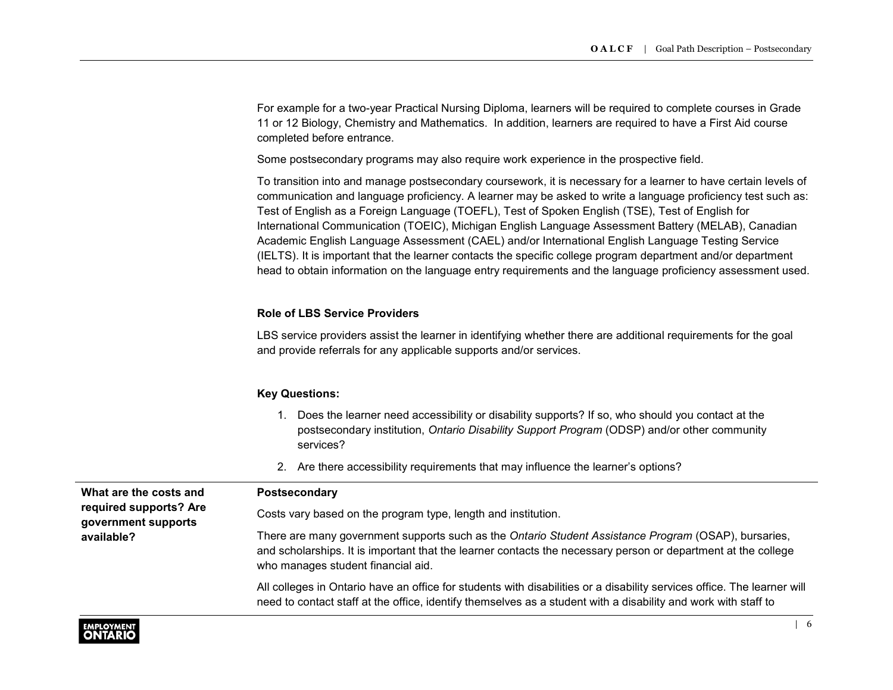For example for a two-year Practical Nursing Diploma, learners will be required to complete courses in Grade 11 or 12 Biology, Chemistry and Mathematics. In addition, learners are required to have a First Aid course completed before entrance.

Some postsecondary programs may also require work experience in the prospective field.

To transition into and manage postsecondary coursework, it is necessary for a learner to have certain levels of communication and language proficiency. A learner may be asked to write a language proficiency test such as: Test of English as a Foreign Language (TOEFL), Test of Spoken English (TSE), Test of English for International Communication (TOEIC), Michigan English Language Assessment Battery (MELAB), Canadian Academic English Language Assessment (CAEL) and/or International English Language Testing Service (IELTS). It is important that the learner contacts the specific college program department and/or department head to obtain information on the language entry requirements and the language proficiency assessment used.

**Role of LBS Service Providers**

LBS service providers assist the learner in identifying whether there are additional requirements for the goal and provide referrals for any applicable supports and/or services.

**Key Questions:**

1. Does the learner need accessibility or disability supports? If so, who should you contact at the postsecondary institution, *Ontario Disability Support Program* (ODSP) and/or other community services?
2. Are there accessibility requirements that may influence the learner's options?

**What are the costs and required supports? Are government supports available?**

**Postsecondary**

Costs vary based on the program type, length and institution.

There are many government supports such as the *Ontario Student Assistance Program* (OSAP), bursaries, and scholarships. It is important that the learner contacts the necessary person or department at the college who manages student financial aid.

All colleges in Ontario have an office for students with disabilities or a disability services office. The learner will need to contact staff at the office, identify themselves as a student with a disability and work with staff to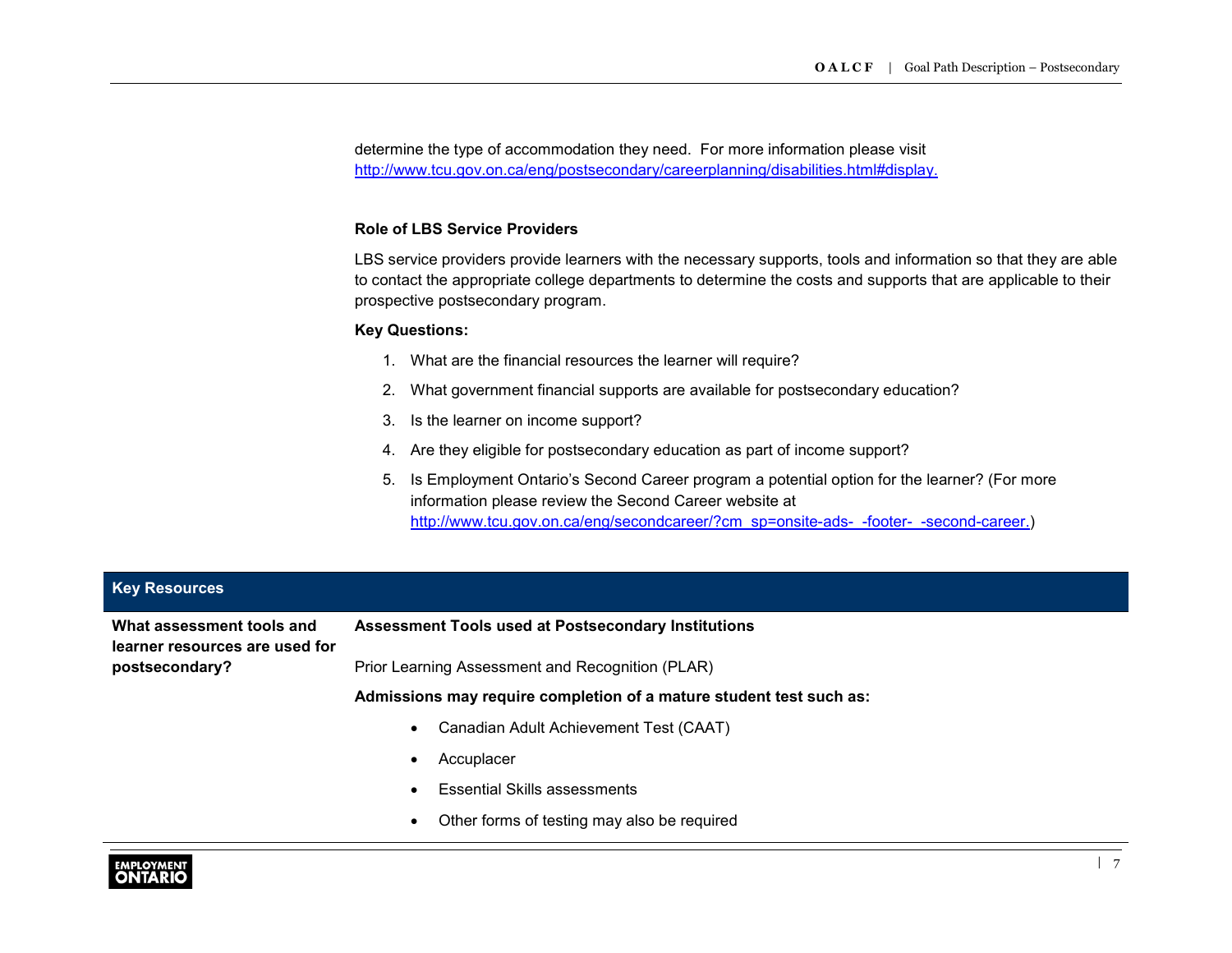determine the type of accommodation they need. For more information please visit http://www.tcu.gov.on.ca/eng/postsecondary/careerplanning/disabilities.html#display.

**Role of LBS Service Providers**

LBS service providers provide learners with the necessary supports, tools and information so that they are able to contact the appropriate college departments to determine the costs and supports that are applicable to their prospective postsecondary program.

**Key Questions:**

1. What are the financial resources the learner will require?
2. What government financial supports are available for postsecondary education?
3. Is the learner on income support?
4. Are they eligible for postsecondary education as part of income support?
5. Is Employment Ontario's Second Career program a potential option for the learner? (For more information please review the Second Career website at http://www.tcu.gov.on.ca/eng/secondcareer/?cm_sp=onsite-ads-_-footer-_-second-career.)

| Key Resources | |
|---|---|
| **What assessment tools and learner resources are used for postsecondary?** | **Assessment Tools used at Postsecondary Institutions**<br><br>Prior Learning Assessment and Recognition (PLAR)<br><br>**Admissions may require completion of a mature student test such as:**<br><br>• Canadian Adult Achievement Test (CAAT)<br>• Accuplacer<br>• Essential Skills assessments<br>• Other forms of testing may also be required |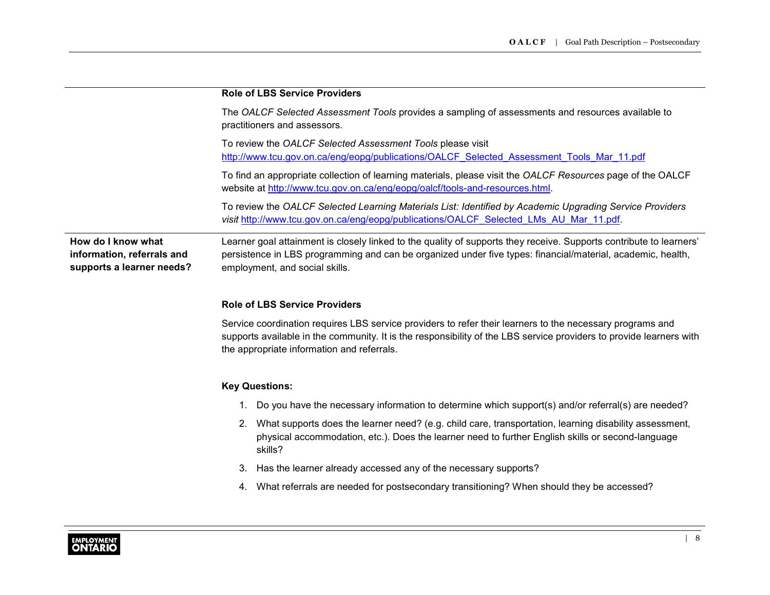| | |
|---|---|
| | **Role of LBS Service Providers**<br><br>The *OALCF Selected Assessment Tools* provides a sampling of assessments and resources available to practitioners and assessors.<br><br>To review the *OALCF Selected Assessment Tools* please visit http://www.tcu.gov.on.ca/eng/eopg/publications/OALCF_Selected_Assessment_Tools_Mar_11.pdf<br><br>To find an appropriate collection of learning materials, please visit the *OALCF Resources* page of the OALCF website at http://www.tcu.gov.on.ca/eng/eopg/oalcf/tools-and-resources.html.<br><br>To review the *OALCF Selected Learning Materials List: Identified by Academic Upgrading Service Providers visit* http://www.tcu.gov.on.ca/eng/eopg/publications/OALCF_Selected_LMs_AU_Mar_11.pdf. |
| **How do I know what information, referrals and supports a learner needs?** | Learner goal attainment is closely linked to the quality of supports they receive. Supports contribute to learners' persistence in LBS programming and can be organized under five types: financial/material, academic, health, employment, and social skills.<br><br>**Role of LBS Service Providers**<br><br>Service coordination requires LBS service providers to refer their learners to the necessary programs and supports available in the community. It is the responsibility of the LBS service providers to provide learners with the appropriate information and referrals.<br><br>**Key Questions:**<br><br>1. Do you have the necessary information to determine which support(s) and/or referral(s) are needed?<br>2. What supports does the learner need? (e.g. child care, transportation, learning disability assessment, physical accommodation, etc.). Does the learner need to further English skills or second-language skills?<br>3. Has the learner already accessed any of the necessary supports?<br>4. What referrals are needed for postsecondary transitioning? When should they be accessed? |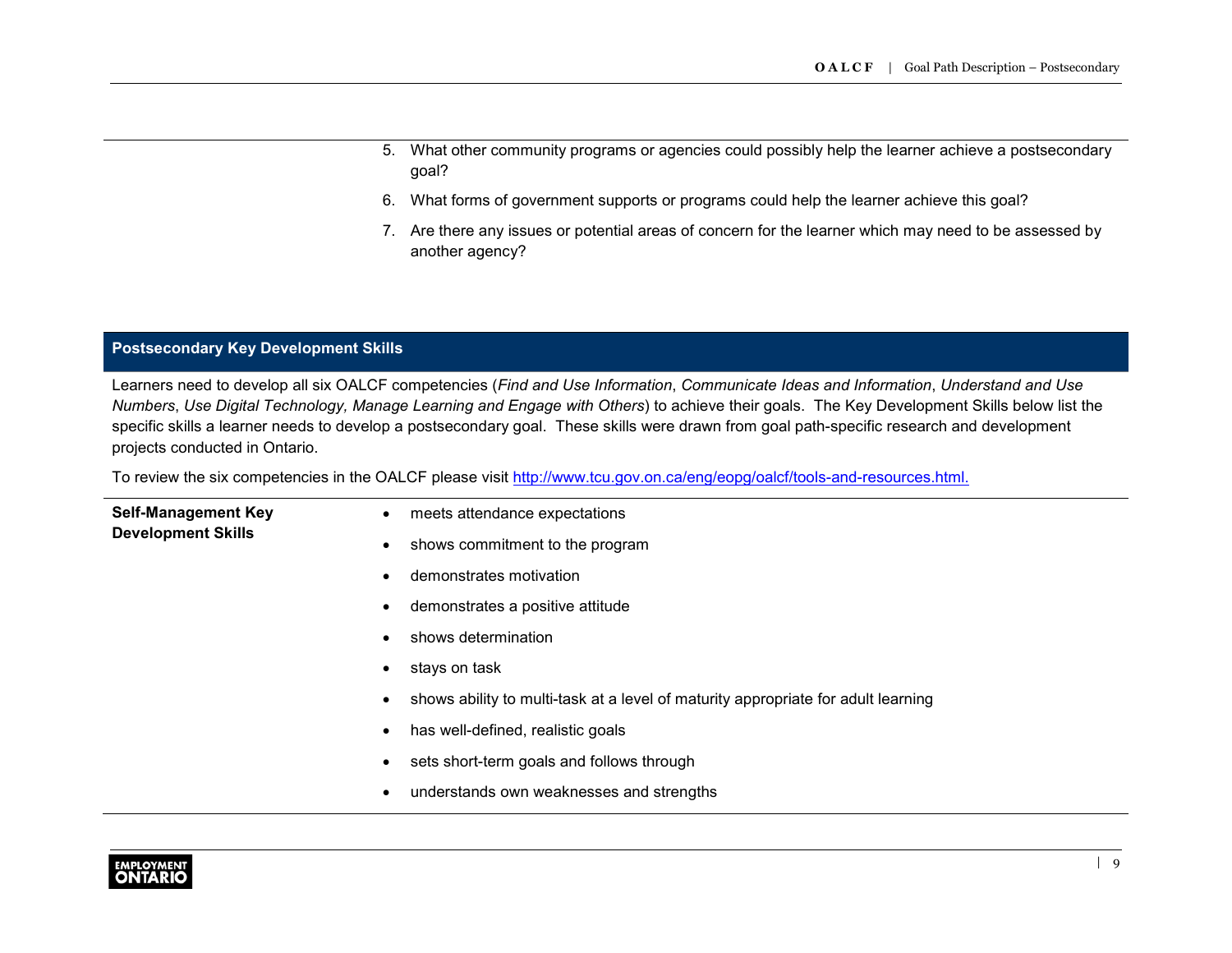5. What other community programs or agencies could possibly help the learner achieve a postsecondary goal?
6. What forms of government supports or programs could help the learner achieve this goal?
7. Are there any issues or potential areas of concern for the learner which may need to be assessed by another agency?

## Postsecondary Key Development Skills

Learners need to develop all six OALCF competencies (*Find and Use Information*, *Communicate Ideas and Information*, *Understand and Use Numbers*, *Use Digital Technology, Manage Learning and Engage with Others*) to achieve their goals. The Key Development Skills below list the specific skills a learner needs to develop a postsecondary goal. These skills were drawn from goal path-specific research and development projects conducted in Ontario.

To review the six competencies in the OALCF please visit [http://www.tcu.gov.on.ca/eng/eopg/oalcf/tools-and-resources.html.](http://www.tcu.gov.on.ca/eng/eopg/oalcf/tools-and-resources.html)

**Self-Management Key Development Skills**

- meets attendance expectations
- shows commitment to the program
- demonstrates motivation
- demonstrates a positive attitude
- shows determination
- stays on task
- shows ability to multi-task at a level of maturity appropriate for adult learning
- has well-defined, realistic goals
- sets short-term goals and follows through
- understands own weaknesses and strengths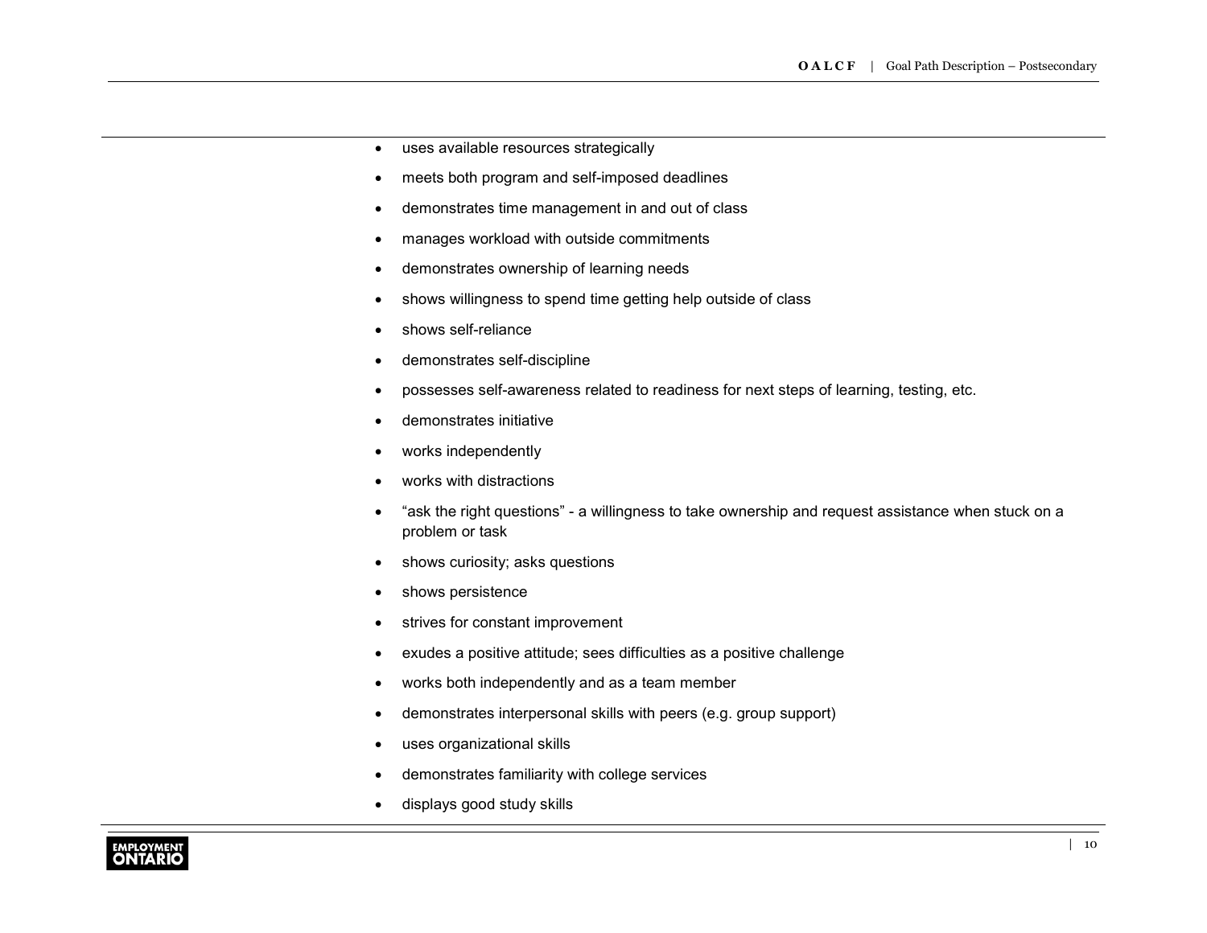- uses available resources strategically
- meets both program and self-imposed deadlines
- demonstrates time management in and out of class
- manages workload with outside commitments
- demonstrates ownership of learning needs
- shows willingness to spend time getting help outside of class
- shows self-reliance
- demonstrates self-discipline
- possesses self-awareness related to readiness for next steps of learning, testing, etc.
- demonstrates initiative
- works independently
- works with distractions
- "ask the right questions" - a willingness to take ownership and request assistance when stuck on a problem or task
- shows curiosity; asks questions
- shows persistence
- strives for constant improvement
- exudes a positive attitude; sees difficulties as a positive challenge
- works both independently and as a team member
- demonstrates interpersonal skills with peers (e.g. group support)
- uses organizational skills
- demonstrates familiarity with college services
- displays good study skills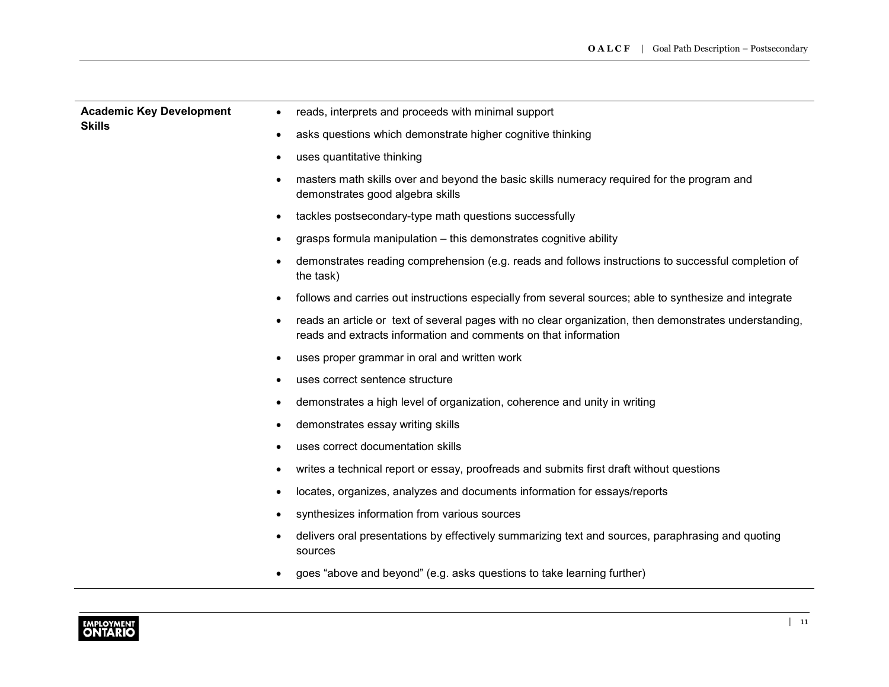| | |
|---|---|
| **Academic Key Development Skills** | • reads, interprets and proceeds with minimal support<br>• asks questions which demonstrate higher cognitive thinking<br>• uses quantitative thinking<br>• masters math skills over and beyond the basic skills numeracy required for the program and demonstrates good algebra skills<br>• tackles postsecondary-type math questions successfully<br>• grasps formula manipulation – this demonstrates cognitive ability<br>• demonstrates reading comprehension (e.g. reads and follows instructions to successful completion of the task)<br>• follows and carries out instructions especially from several sources; able to synthesize and integrate<br>• reads an article or text of several pages with no clear organization, then demonstrates understanding, reads and extracts information and comments on that information<br>• uses proper grammar in oral and written work<br>• uses correct sentence structure<br>• demonstrates a high level of organization, coherence and unity in writing<br>• demonstrates essay writing skills<br>• uses correct documentation skills<br>• writes a technical report or essay, proofreads and submits first draft without questions<br>• locates, organizes, analyzes and documents information for essays/reports<br>• synthesizes information from various sources<br>• delivers oral presentations by effectively summarizing text and sources, paraphrasing and quoting sources<br>• goes “above and beyond” (e.g. asks questions to take learning further) |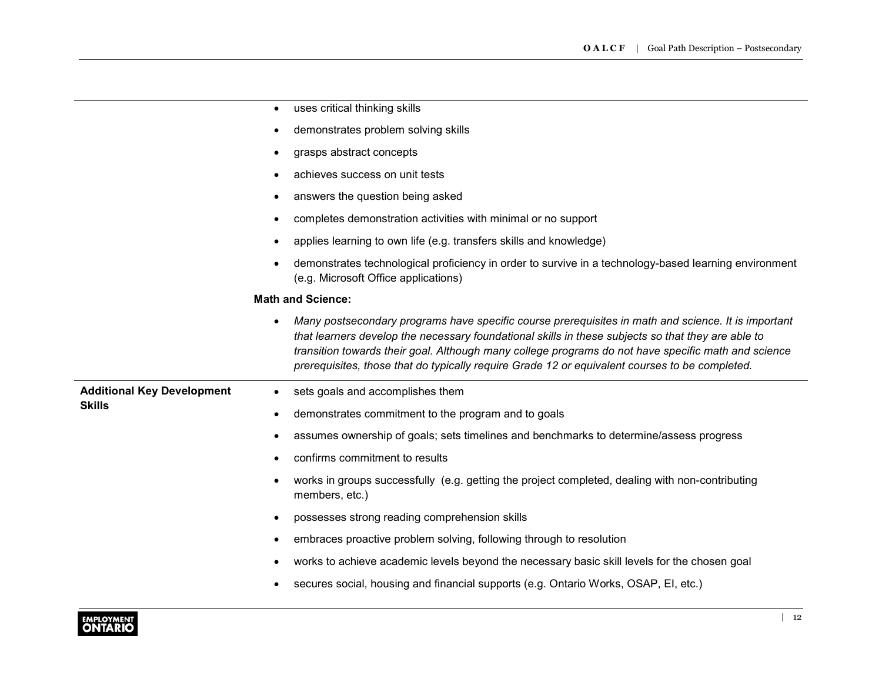| | |
|---|---|
| | • uses critical thinking skills<br>• demonstrates problem solving skills<br>• grasps abstract concepts<br>• achieves success on unit tests<br>• answers the question being asked<br>• completes demonstration activities with minimal or no support<br>• applies learning to own life (e.g. transfers skills and knowledge)<br>• demonstrates technological proficiency in order to survive in a technology-based learning environment (e.g. Microsoft Office applications)<br>**Math and Science:**<br>• *Many postsecondary programs have specific course prerequisites in math and science. It is important that learners develop the necessary foundational skills in these subjects so that they are able to transition towards their goal. Although many college programs do not have specific math and science prerequisites, those that do typically require Grade 12 or equivalent courses to be completed.* |
| **Additional Key Development Skills** | • sets goals and accomplishes them<br>• demonstrates commitment to the program and to goals<br>• assumes ownership of goals; sets timelines and benchmarks to determine/assess progress<br>• confirms commitment to results<br>• works in groups successfully (e.g. getting the project completed, dealing with non-contributing members, etc.)<br>• possesses strong reading comprehension skills<br>• embraces proactive problem solving, following through to resolution<br>• works to achieve academic levels beyond the necessary basic skill levels for the chosen goal<br>• secures social, housing and financial supports (e.g. Ontario Works, OSAP, EI, etc.) |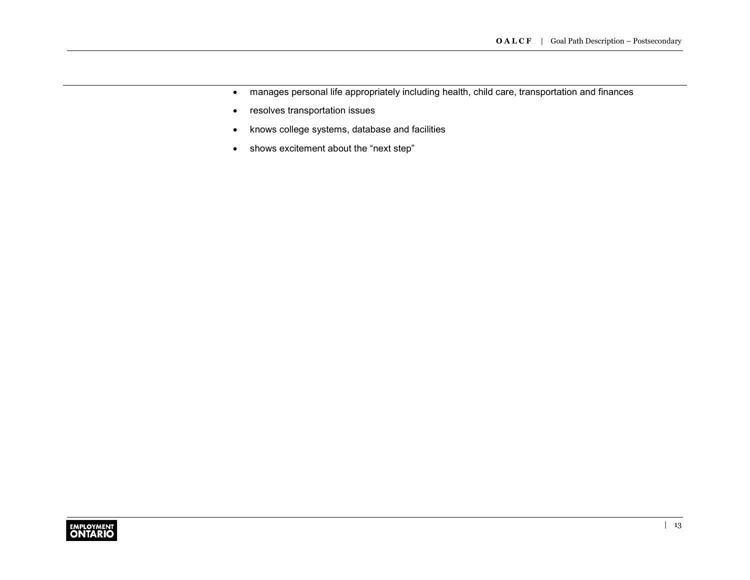- manages personal life appropriately including health, child care, transportation and finances
- resolves transportation issues
- knows college systems, database and facilities
- shows excitement about the “next step”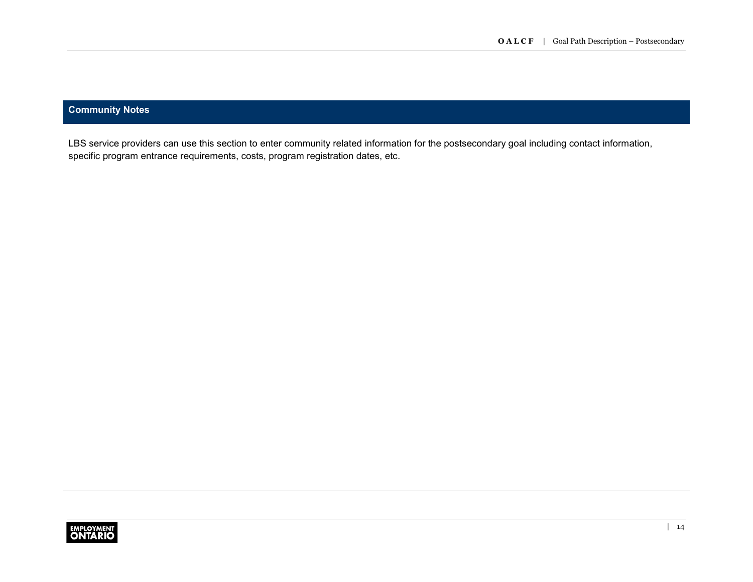## Community Notes

LBS service providers can use this section to enter community related information for the postsecondary goal including contact information, specific program entrance requirements, costs, program registration dates, etc.